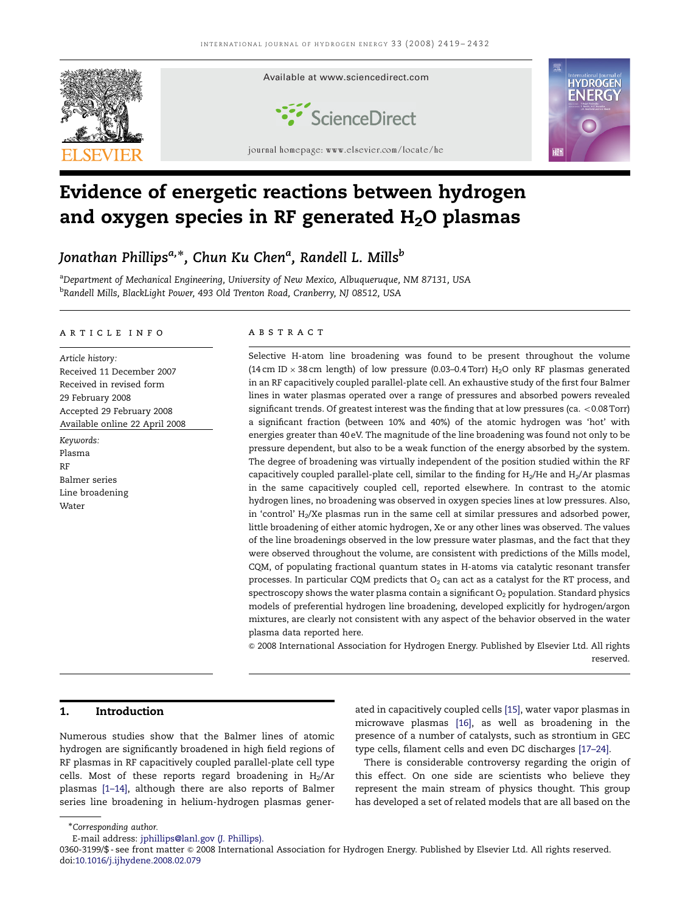# Evidence of energetic reactions between hydrogen and oxygen species in RF generated $H_2O$ plasmas

*Jonathan Phillips*[a,*], *Chun Ku Chen*[a], *Randell L. Mills*[b]

[a]Department of Mechanical Engineering, University of New Mexico, Albuquerque, NM 87131, USA

[b]Randell Mills, BlackLight Power, 493 Old Trenton Road, Cranberry, NJ 08512, USA

**ARTICLE INFO**

*Article history:*
Received 11 December 2007
Received in revised form
29 February 2008
Accepted 29 February 2008
Available online 22 April 2008

*Keywords:*
Plasma
RF
Balmer series
Line broadening
Water

**ABSTRACT**

Selective H-atom line broadening was found to be present throughout the volume (14 cm ID × 38 cm length) of low pressure (0.03–0.4 Torr) $H_2O$ only RF plasmas generated in an RF capacitively coupled parallel-plate cell. An exhaustive study of the first four Balmer lines in water plasmas operated over a range of pressures and absorbed powers revealed significant trends. Of greatest interest was the finding that at low pressures (ca. <0.08 Torr) a significant fraction (between 10% and 40%) of the atomic hydrogen was 'hot' with energies greater than 40 eV. The magnitude of the line broadening was found not only to be pressure dependent, but also to be a weak function of the energy absorbed by the system. The degree of broadening was virtually independent of the position studied within the RF capacitively coupled parallel-plate cell, similar to the finding for $H_2$/He and $H_2$/Ar plasmas in the same capacitively coupled cell, reported elsewhere. In contrast to the atomic hydrogen lines, no broadening was observed in oxygen species lines at low pressures. Also, in 'control' $H_2$/Xe plasmas run in the same cell at similar pressures and adsorbed power, little broadening of either atomic hydrogen, Xe or any other lines was observed. The values of the line broadenings observed in the low pressure water plasmas, and the fact that they were observed throughout the volume, are consistent with predictions of the Mills model, CQM, of populating fractional quantum states in H-atoms via catalytic resonant transfer processes. In particular CQM predicts that $O_2$ can act as a catalyst for the RT process, and spectroscopy shows the water plasma contain a significant $O_2$ population. Standard physics models of preferential hydrogen line broadening, developed explicitly for hydrogen/argon mixtures, are clearly not consistent with any aspect of the behavior observed in the water plasma data reported here.

© 2008 International Association for Hydrogen Energy. Published by Elsevier Ltd. All rights reserved.

## 1. Introduction

Numerous studies show that the Balmer lines of atomic hydrogen are significantly broadened in high field regions of RF plasmas in RF capacitively coupled parallel-plate cell type cells. Most of these reports regard broadening in $H_2$/Ar plasmas [1–14], although there are also reports of Balmer series line broadening in helium-hydrogen plasmas generated in capacitively coupled cells [15], water vapor plasmas in microwave plasmas [16], as well as broadening in the presence of a number of catalysts, such as strontium in GEC type cells, filament cells and even DC discharges [17–24].

There is considerable controversy regarding the origin of this effect. On one side are scientists who believe they represent the main stream of physics thought. This group has developed a set of related models that are all based on the

*Corresponding author.
E-mail address: jphillips@lanl.gov (J. Phillips).
0360-3199/$ - see front matter © 2008 International Association for Hydrogen Energy. Published by Elsevier Ltd. All rights reserved.
doi:10.1016/j.ijhydene.2008.02.079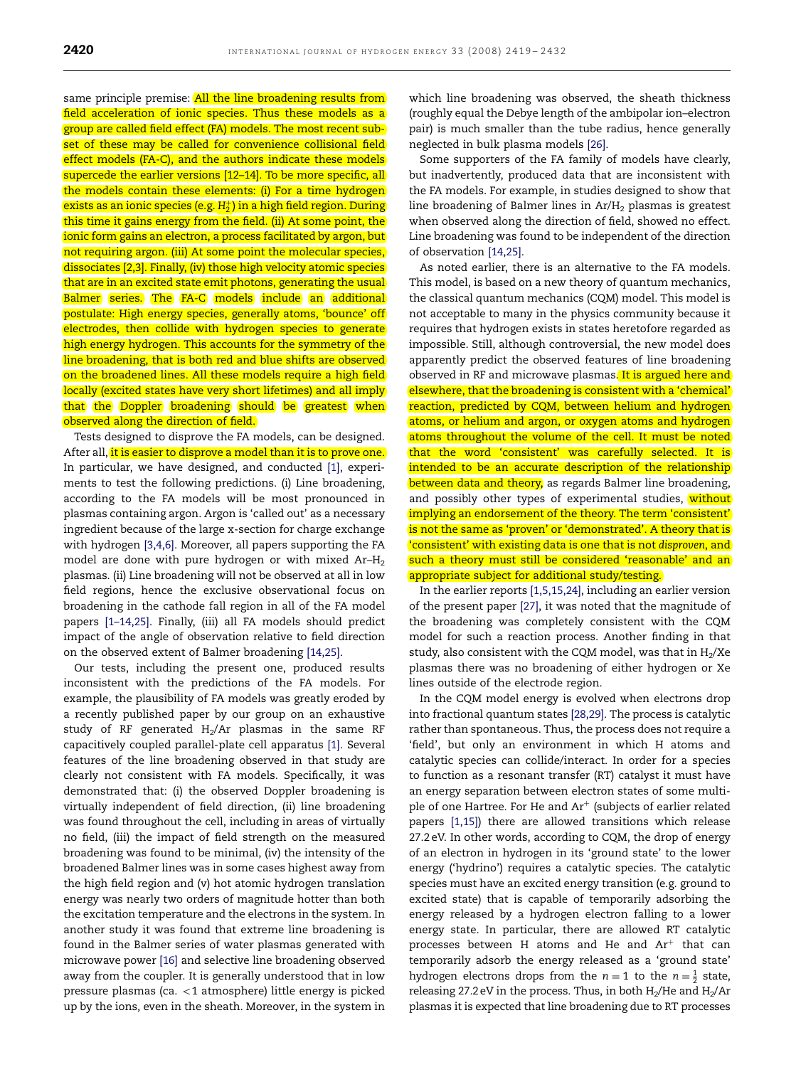same principle premise: All the line broadening results from field acceleration of ionic species. Thus these models as a group are called field effect (FA) models. The most recent subset of these may be called for convenience collisional field effect models (FA-C), and the authors indicate these models supercede the earlier versions [12–14]. To be more specific, all the models contain these elements: (i) For a time hydrogen exists as an ionic species (e.g. $H_2^+$) in a high field region. During this time it gains energy from the field. (ii) At some point, the ionic form gains an electron, a process facilitated by argon, but not requiring argon. (iii) At some point the molecular species, dissociates [2,3]. Finally, (iv) those high velocity atomic species that are in an excited state emit photons, generating the usual Balmer series. The FA-C models include an additional postulate: High energy species, generally atoms, 'bounce' off electrodes, then collide with hydrogen species to generate high energy hydrogen. This accounts for the symmetry of the line broadening, that is both red and blue shifts are observed on the broadened lines. All these models require a high field locally (excited states have very short lifetimes) and all imply that the Doppler broadening should be greatest when observed along the direction of field.

Tests designed to disprove the FA models, can be designed. After all, it is easier to disprove a model than it is to prove one. In particular, we have designed, and conducted [1], experiments to test the following predictions. (i) Line broadening, according to the FA models will be most pronounced in plasmas containing argon. Argon is 'called out' as a necessary ingredient because of the large x-section for charge exchange with hydrogen [3,4,6]. Moreover, all papers supporting the FA model are done with pure hydrogen or with mixed Ar–$H_2$ plasmas. (ii) Line broadening will not be observed at all in low field regions, hence the exclusive observational focus on broadening in the cathode fall region in all of the FA model papers [1–14,25]. Finally, (iii) all FA models should predict impact of the angle of observation relative to field direction on the observed extent of Balmer broadening [14,25].

Our tests, including the present one, produced results inconsistent with the predictions of the FA models. For example, the plausibility of FA models was greatly eroded by a recently published paper by our group on an exhaustive study of RF generated $H_2$/Ar plasmas in the same RF capacitively coupled parallel-plate cell apparatus [1]. Several features of the line broadening observed in that study are clearly not consistent with FA models. Specifically, it was demonstrated that: (i) the observed Doppler broadening is virtually independent of field direction, (ii) line broadening was found throughout the cell, including in areas of virtually no field, (iii) the impact of field strength on the measured broadening was found to be minimal, (iv) the intensity of the broadened Balmer lines was in some cases highest away from the high field region and (v) hot atomic hydrogen translation energy was nearly two orders of magnitude hotter than both the excitation temperature and the electrons in the system. In another study it was found that extreme line broadening is found in the Balmer series of water plasmas generated with microwave power [16] and selective line broadening observed away from the coupler. It is generally understood that in low pressure plasmas (ca. <1 atmosphere) little energy is picked up by the ions, even in the sheath. Moreover, in the system in which line broadening was observed, the sheath thickness (roughly equal the Debye length of the ambipolar ion–electron pair) is much smaller than the tube radius, hence generally neglected in bulk plasma models [26].

Some supporters of the FA family of models have clearly, but inadvertently, produced data that are inconsistent with the FA models. For example, in studies designed to show that line broadening of Balmer lines in Ar/$H_2$ plasmas is greatest when observed along the direction of field, showed no effect. Line broadening was found to be independent of the direction of observation [14,25].

As noted earlier, there is an alternative to the FA models. This model, is based on a new theory of quantum mechanics, the classical quantum mechanics (CQM) model. This model is not acceptable to many in the physics community because it requires that hydrogen exists in states heretofore regarded as impossible. Still, although controversial, the new model does apparently predict the observed features of line broadening observed in RF and microwave plasmas. It is argued here and elsewhere, that the broadening is consistent with a 'chemical' reaction, predicted by CQM, between helium and hydrogen atoms, or helium and argon, or oxygen atoms and hydrogen atoms throughout the volume of the cell. It must be noted that the word 'consistent' was carefully selected. It is intended to be an accurate description of the relationship between data and theory, as regards Balmer line broadening, and possibly other types of experimental studies, without implying an endorsement of the theory. The term 'consistent' is not the same as 'proven' or 'demonstrated'. A theory that is 'consistent' with existing data is one that is not *disproven*, and such a theory must still be considered 'reasonable' and an appropriate subject for additional study/testing.

In the earlier reports [1,5,15,24], including an earlier version of the present paper [27], it was noted that the magnitude of the broadening was completely consistent with the CQM model for such a reaction process. Another finding in that study, also consistent with the CQM model, was that in $H_2$/Xe plasmas there was no broadening of either hydrogen or Xe lines outside of the electrode region.

In the CQM model energy is evolved when electrons drop into fractional quantum states [28,29]. The process is catalytic rather than spontaneous. Thus, the process does not require a 'field', but only an environment in which H atoms and catalytic species can collide/interact. In order for a species to function as a resonant transfer (RT) catalyst it must have an energy separation between electron states of some multiple of one Hartree. For He and $Ar^+$ (subjects of earlier related papers [1,15]) there are allowed transitions which release 27.2 eV. In other words, according to CQM, the drop of energy of an electron in hydrogen in its 'ground state' to the lower energy ('hydrino') requires a catalytic species. The catalytic species must have an excited energy transition (e.g. ground to excited state) that is capable of temporarily adsorbing the energy released by a hydrogen electron falling to a lower energy state. In particular, there are allowed RT catalytic processes between H atoms and He and $Ar^+$ that can temporarily adsorb the energy released as a 'ground state' hydrogen electrons drops from the $n = 1$ to the $n = \frac{1}{2}$ state, releasing 27.2 eV in the process. Thus, in both $H_2$/He and $H_2$/Ar plasmas it is expected that line broadening due to RT processes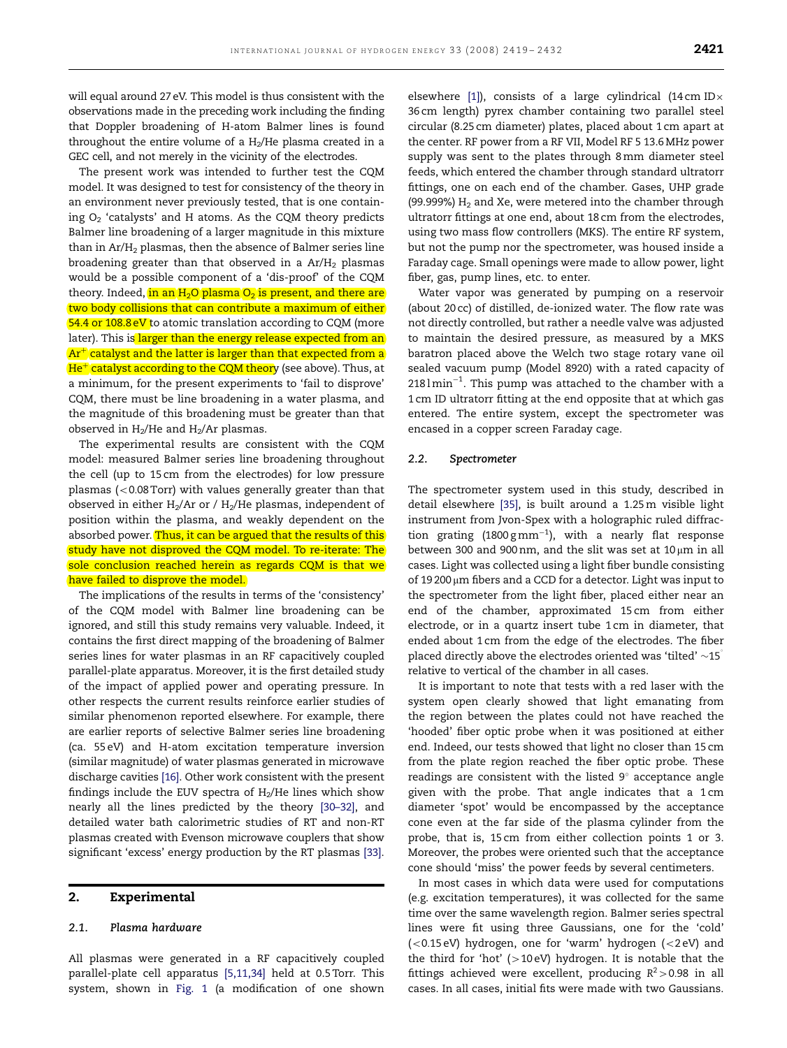will equal around 27 eV. This model is thus consistent with the observations made in the preceding work including the finding that Doppler broadening of H-atom Balmer lines is found throughout the entire volume of a $H_2$/He plasma created in a GEC cell, and not merely in the vicinity of the electrodes.

The present work was intended to further test the CQM model. It was designed to test for consistency of the theory in an environment never previously tested, that is one containing $O_2$ 'catalysts' and H atoms. As the CQM theory predicts Balmer line broadening of a larger magnitude in this mixture than in Ar/$H_2$ plasmas, then the absence of Balmer series line broadening greater than that observed in a Ar/$H_2$ plasmas would be a possible component of a 'dis-proof' of the CQM theory. Indeed, in an $H_2O$ plasma $O_2$ is present, and there are two body collisions that can contribute a maximum of either 54.4 or 108.8 eV to atomic translation according to CQM (more later). This is larger than the energy release expected from an $Ar^+$ catalyst and the latter is larger than that expected from a $He^+$ catalyst according to the CQM theory (see above). Thus, at a minimum, for the present experiments to 'fail to disprove' CQM, there must be line broadening in a water plasma, and the magnitude of this broadening must be greater than that observed in $H_2$/He and $H_2$/Ar plasmas.

The experimental results are consistent with the CQM model: measured Balmer series line broadening throughout the cell (up to 15 cm from the electrodes) for low pressure plasmas (<0.08 Torr) with values generally greater than that observed in either $H_2$/Ar or / $H_2$/He plasmas, independent of position within the plasma, and weakly dependent on the absorbed power. Thus, it can be argued that the results of this study have not disproved the CQM model. To re-iterate: The sole conclusion reached herein as regards CQM is that we have failed to disprove the model.

The implications of the results in terms of the 'consistency' of the CQM model with Balmer line broadening can be ignored, and still this study remains very valuable. Indeed, it contains the first direct mapping of the broadening of Balmer series lines for water plasmas in an RF capacitively coupled parallel-plate apparatus. Moreover, it is the first detailed study of the impact of applied power and operating pressure. In other respects the current results reinforce earlier studies of similar phenomenon reported elsewhere. For example, there are earlier reports of selective Balmer series line broadening (ca. 55 eV) and H-atom excitation temperature inversion (similar magnitude) of water plasmas generated in microwave discharge cavities [16]. Other work consistent with the present findings include the EUV spectra of $H_2$/He lines which show nearly all the lines predicted by the theory [30–32], and detailed water bath calorimetric studies of RT and non-RT plasmas created with Evenson microwave couplers that show significant 'excess' energy production by the RT plasmas [33].

## 2. Experimental

### 2.1. Plasma hardware

All plasmas were generated in a RF capacitively coupled parallel-plate cell apparatus [5,11,34] held at 0.5 Torr. This system, shown in Fig. 1 (a modification of one shown elsewhere [1]), consists of a large cylindrical (14 cm ID× 36 cm length) pyrex chamber containing two parallel steel circular (8.25 cm diameter) plates, placed about 1 cm apart at the center. RF power from a RF VII, Model RF 5 13.6 MHz power supply was sent to the plates through 8 mm diameter steel feeds, which entered the chamber through standard ultratorr fittings, one on each end of the chamber. Gases, UHP grade (99.999%) $H_2$ and Xe, were metered into the chamber through ultratorr fittings at one end, about 18 cm from the electrodes, using two mass flow controllers (MKS). The entire RF system, but not the pump nor the spectrometer, was housed inside a Faraday cage. Small openings were made to allow power, light fiber, gas, pump lines, etc. to enter.

Water vapor was generated by pumping on a reservoir (about 20 cc) of distilled, de-ionized water. The flow rate was not directly controlled, but rather a needle valve was adjusted to maintain the desired pressure, as measured by a MKS baratron placed above the Welch two stage rotary vane oil sealed vacuum pump (Model 8920) with a rated capacity of 218 l min$^{-1}$. This pump was attached to the chamber with a 1 cm ID ultratorr fitting at the end opposite that at which gas entered. The entire system, except the spectrometer was encased in a copper screen Faraday cage.

### 2.2. Spectrometer

The spectrometer system used in this study, described in detail elsewhere [35], is built around a 1.25 m visible light instrument from Jvon-Spex with a holographic ruled diffraction grating (1800 g mm$^{-1}$), with a nearly flat response between 300 and 900 nm, and the slit was set at 10 μm in all cases. Light was collected using a light fiber bundle consisting of 19 200 μm fibers and a CCD for a detector. Light was input to the spectrometer from the light fiber, placed either near an end of the chamber, approximately 15 cm from either electrode, or in a quartz insert tube 1 cm in diameter, that ended about 1 cm from the edge of the electrodes. The fiber placed directly above the electrodes oriented was 'tilted' ~15° relative to vertical of the chamber in all cases.

It is important to note that tests with a red laser with the system open clearly showed that light emanating from the region between the plates could not have reached the 'hooded' fiber optic probe when it was positioned at either end. Indeed, our tests showed that light no closer than 15 cm from the plate region reached the fiber optic probe. These readings are consistent with the listed 9° acceptance angle given with the probe. That angle indicates that a 1 cm diameter 'spot' would be encompassed by the acceptance cone even at the far side of the plasma cylinder from the probe, that is, 15 cm from either collection points 1 or 3. Moreover, the probes were oriented such that the acceptance cone should 'miss' the power feeds by several centimeters.

In most cases in which data were used for computations (e.g. excitation temperatures), it was collected for the same time over the same wavelength region. Balmer series spectral lines were fit using three Gaussians, one for the 'cold' (<0.15 eV) hydrogen, one for 'warm' hydrogen (<2 eV) and the third for 'hot' (>10 eV) hydrogen. It is notable that the fittings achieved were excellent, producing $R^2$ > 0.98 in all cases. In all cases, initial fits were made with two Gaussians.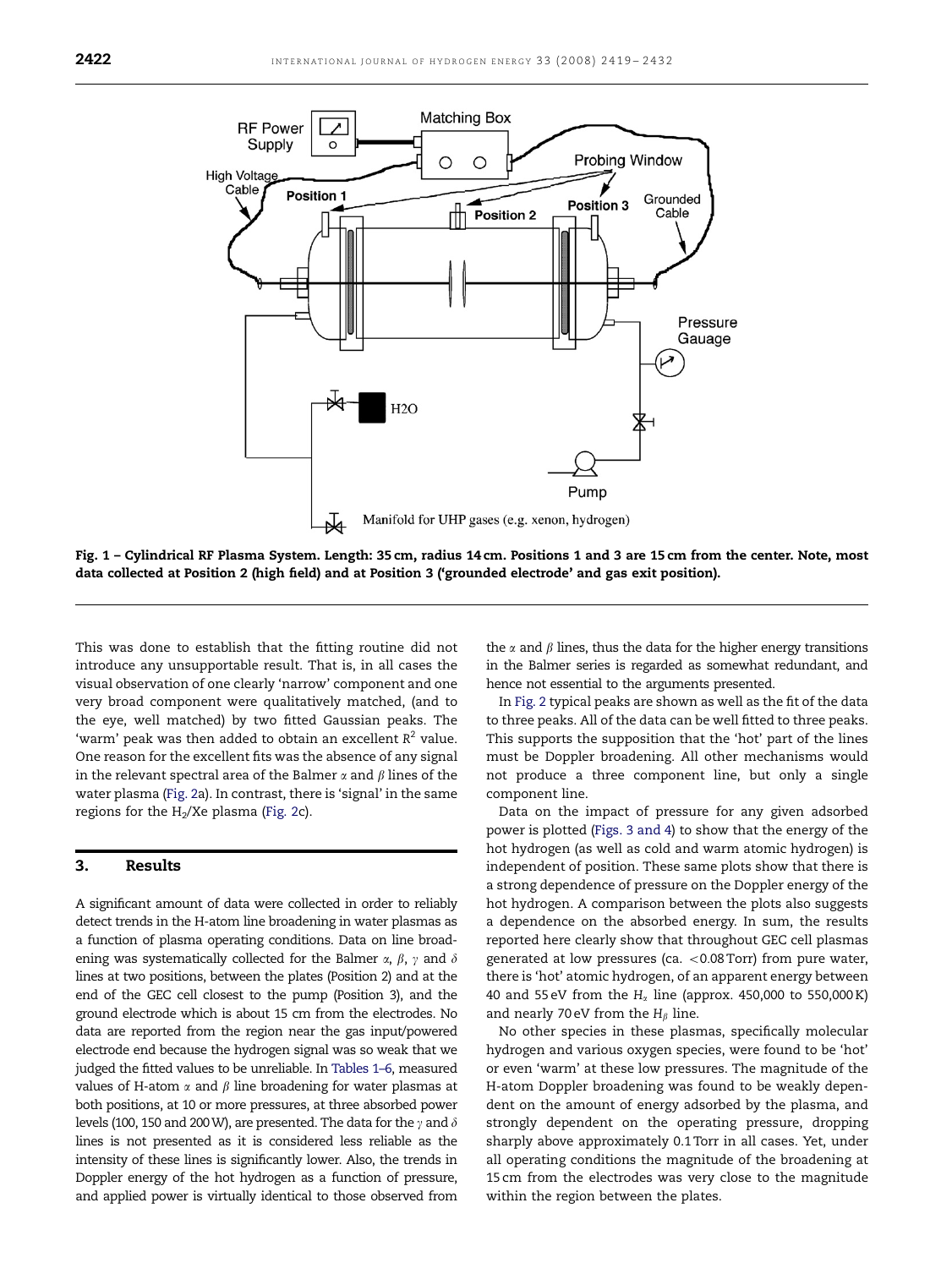Fig. 1 – Cylindrical RF Plasma System. Length: 35 cm, radius 14 cm. Positions 1 and 3 are 15 cm from the center. Note, most data collected at Position 2 (high field) and at Position 3 ('grounded electrode' and gas exit position).

This was done to establish that the fitting routine did not introduce any unsupportable result. That is, in all cases the visual observation of one clearly 'narrow' component and one very broad component were qualitatively matched, (and to the eye, well matched) by two fitted Gaussian peaks. The 'warm' peak was then added to obtain an excellent $R^2$ value. One reason for the excellent fits was the absence of any signal in the relevant spectral area of the Balmer $\alpha$ and $\beta$ lines of the water plasma (Fig. 2a). In contrast, there is 'signal' in the same regions for the $H_2$/Xe plasma (Fig. 2c).

## 3. Results

A significant amount of data were collected in order to reliably detect trends in the H-atom line broadening in water plasmas as a function of plasma operating conditions. Data on line broadening was systematically collected for the Balmer $\alpha$, $\beta$, $\gamma$ and $\delta$ lines at two positions, between the plates (Position 2) and at the end of the GEC cell closest to the pump (Position 3), and the ground electrode which is about 15 cm from the electrodes. No data are reported from the region near the gas input/powered electrode end because the hydrogen signal was so weak that we judged the fitted values to be unreliable. In Tables 1–6, measured values of H-atom $\alpha$ and $\beta$ line broadening for water plasmas at both positions, at 10 or more pressures, at three absorbed power levels (100, 150 and 200 W), are presented. The data for the $\gamma$ and $\delta$ lines is not presented as it is considered less reliable as the intensity of these lines is significantly lower. Also, the trends in Doppler energy of the hot hydrogen as a function of pressure, and applied power is virtually identical to those observed from the $\alpha$ and $\beta$ lines, thus the data for the higher energy transitions in the Balmer series is regarded as somewhat redundant, and hence not essential to the arguments presented.

In Fig. 2 typical peaks are shown as well as the fit of the data to three peaks. All of the data can be well fitted to three peaks. This supports the supposition that the 'hot' part of the lines must be Doppler broadening. All other mechanisms would not produce a three component line, but only a single component line.

Data on the impact of pressure for any given adsorbed power is plotted (Figs. 3 and 4) to show that the energy of the hot hydrogen (as well as cold and warm atomic hydrogen) is independent of position. These same plots show that there is a strong dependence of pressure on the Doppler energy of the hot hydrogen. A comparison between the plots also suggests a dependence on the absorbed energy. In sum, the results reported here clearly show that throughout GEC cell plasmas generated at low pressures (ca. <0.08 Torr) from pure water, there is 'hot' atomic hydrogen, of an apparent energy between 40 and 55 eV from the $H_\alpha$ line (approx. 450,000 to 550,000 K) and nearly 70 eV from the $H_\beta$ line.

No other species in these plasmas, specifically molecular hydrogen and various oxygen species, were found to be 'hot' or even 'warm' at these low pressures. The magnitude of the H-atom Doppler broadening was found to be weakly dependent on the amount of energy adsorbed by the plasma, and strongly dependent on the operating pressure, dropping sharply above approximately 0.1 Torr in all cases. Yet, under all operating conditions the magnitude of the broadening at 15 cm from the electrodes was very close to the magnitude within the region between the plates.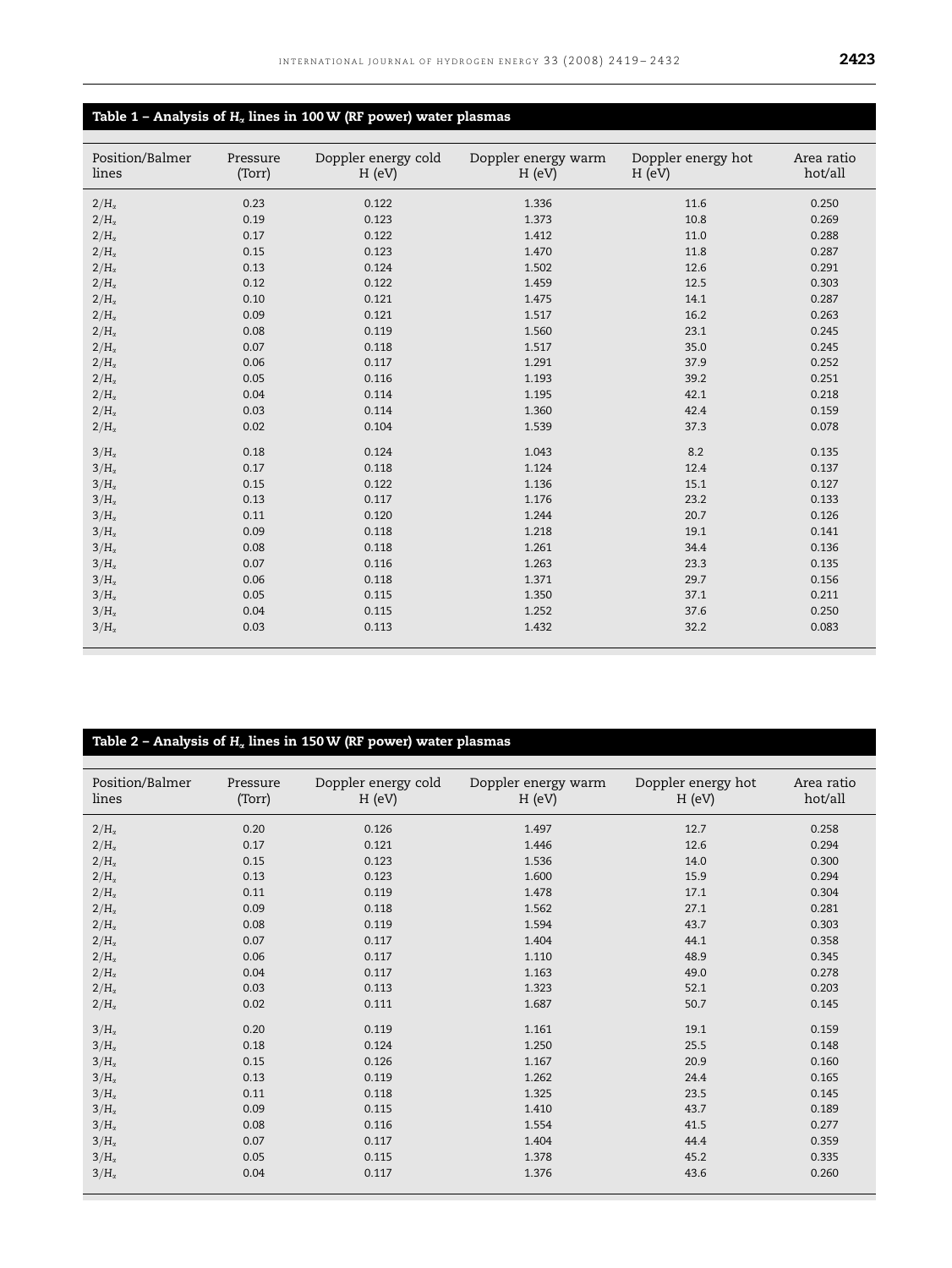**Table 1 – Analysis of $H_\alpha$ lines in 100 W (RF power) water plasmas**

| Position/Balmer lines | Pressure (Torr) | Doppler energy cold H (eV) | Doppler energy warm H (eV) | Doppler energy hot H (eV) | Area ratio hot/all |
|---|---|---|---|---|---|
| $2/H_\alpha$ | 0.23 | 0.122 | 1.336 | 11.6 | 0.250 |
| $2/H_\alpha$ | 0.19 | 0.123 | 1.373 | 10.8 | 0.269 |
| $2/H_\alpha$ | 0.17 | 0.122 | 1.412 | 11.0 | 0.288 |
| $2/H_\alpha$ | 0.15 | 0.123 | 1.470 | 11.8 | 0.287 |
| $2/H_\alpha$ | 0.13 | 0.124 | 1.502 | 12.6 | 0.291 |
| $2/H_\alpha$ | 0.12 | 0.122 | 1.459 | 12.5 | 0.303 |
| $2/H_\alpha$ | 0.10 | 0.121 | 1.475 | 14.1 | 0.287 |
| $2/H_\alpha$ | 0.09 | 0.121 | 1.517 | 16.2 | 0.263 |
| $2/H_\alpha$ | 0.08 | 0.119 | 1.560 | 23.1 | 0.245 |
| $2/H_\alpha$ | 0.07 | 0.118 | 1.517 | 35.0 | 0.245 |
| $2/H_\alpha$ | 0.06 | 0.117 | 1.291 | 37.9 | 0.252 |
| $2/H_\alpha$ | 0.05 | 0.116 | 1.193 | 39.2 | 0.251 |
| $2/H_\alpha$ | 0.04 | 0.114 | 1.195 | 42.1 | 0.218 |
| $2/H_\alpha$ | 0.03 | 0.114 | 1.360 | 42.4 | 0.159 |
| $2/H_\alpha$ | 0.02 | 0.104 | 1.539 | 37.3 | 0.078 |
| $3/H_\alpha$ | 0.18 | 0.124 | 1.043 | 8.2 | 0.135 |
| $3/H_\alpha$ | 0.17 | 0.118 | 1.124 | 12.4 | 0.137 |
| $3/H_\alpha$ | 0.15 | 0.122 | 1.136 | 15.1 | 0.127 |
| $3/H_\alpha$ | 0.13 | 0.117 | 1.176 | 23.2 | 0.133 |
| $3/H_\alpha$ | 0.11 | 0.120 | 1.244 | 20.7 | 0.126 |
| $3/H_\alpha$ | 0.09 | 0.118 | 1.218 | 19.1 | 0.141 |
| $3/H_\alpha$ | 0.08 | 0.118 | 1.261 | 34.4 | 0.136 |
| $3/H_\alpha$ | 0.07 | 0.116 | 1.263 | 23.3 | 0.135 |
| $3/H_\alpha$ | 0.06 | 0.118 | 1.371 | 29.7 | 0.156 |
| $3/H_\alpha$ | 0.05 | 0.115 | 1.350 | 37.1 | 0.211 |
| $3/H_\alpha$ | 0.04 | 0.115 | 1.252 | 37.6 | 0.250 |
| $3/H_\alpha$ | 0.03 | 0.113 | 1.432 | 32.2 | 0.083 |

**Table 2 – Analysis of $H_\alpha$ lines in 150 W (RF power) water plasmas**

| Position/Balmer lines | Pressure (Torr) | Doppler energy cold H (eV) | Doppler energy warm H (eV) | Doppler energy hot H (eV) | Area ratio hot/all |
|---|---|---|---|---|---|
| $2/H_\alpha$ | 0.20 | 0.126 | 1.497 | 12.7 | 0.258 |
| $2/H_\alpha$ | 0.17 | 0.121 | 1.446 | 12.6 | 0.294 |
| $2/H_\alpha$ | 0.15 | 0.123 | 1.536 | 14.0 | 0.300 |
| $2/H_\alpha$ | 0.13 | 0.123 | 1.600 | 15.9 | 0.294 |
| $2/H_\alpha$ | 0.11 | 0.119 | 1.478 | 17.1 | 0.304 |
| $2/H_\alpha$ | 0.09 | 0.118 | 1.562 | 27.1 | 0.281 |
| $2/H_\alpha$ | 0.08 | 0.119 | 1.594 | 43.7 | 0.303 |
| $2/H_\alpha$ | 0.07 | 0.117 | 1.404 | 44.1 | 0.358 |
| $2/H_\alpha$ | 0.06 | 0.117 | 1.110 | 48.9 | 0.345 |
| $2/H_\alpha$ | 0.04 | 0.117 | 1.163 | 49.0 | 0.278 |
| $2/H_\alpha$ | 0.03 | 0.113 | 1.323 | 52.1 | 0.203 |
| $2/H_\alpha$ | 0.02 | 0.111 | 1.687 | 50.7 | 0.145 |
| $3/H_\alpha$ | 0.20 | 0.119 | 1.161 | 19.1 | 0.159 |
| $3/H_\alpha$ | 0.18 | 0.124 | 1.250 | 25.5 | 0.148 |
| $3/H_\alpha$ | 0.15 | 0.126 | 1.167 | 20.9 | 0.160 |
| $3/H_\alpha$ | 0.13 | 0.119 | 1.262 | 24.4 | 0.165 |
| $3/H_\alpha$ | 0.11 | 0.118 | 1.325 | 23.5 | 0.145 |
| $3/H_\alpha$ | 0.09 | 0.115 | 1.410 | 43.7 | 0.189 |
| $3/H_\alpha$ | 0.08 | 0.116 | 1.554 | 41.5 | 0.277 |
| $3/H_\alpha$ | 0.07 | 0.117 | 1.404 | 44.4 | 0.359 |
| $3/H_\alpha$ | 0.05 | 0.115 | 1.378 | 45.2 | 0.335 |
| $3/H_\alpha$ | 0.04 | 0.117 | 1.376 | 43.6 | 0.260 |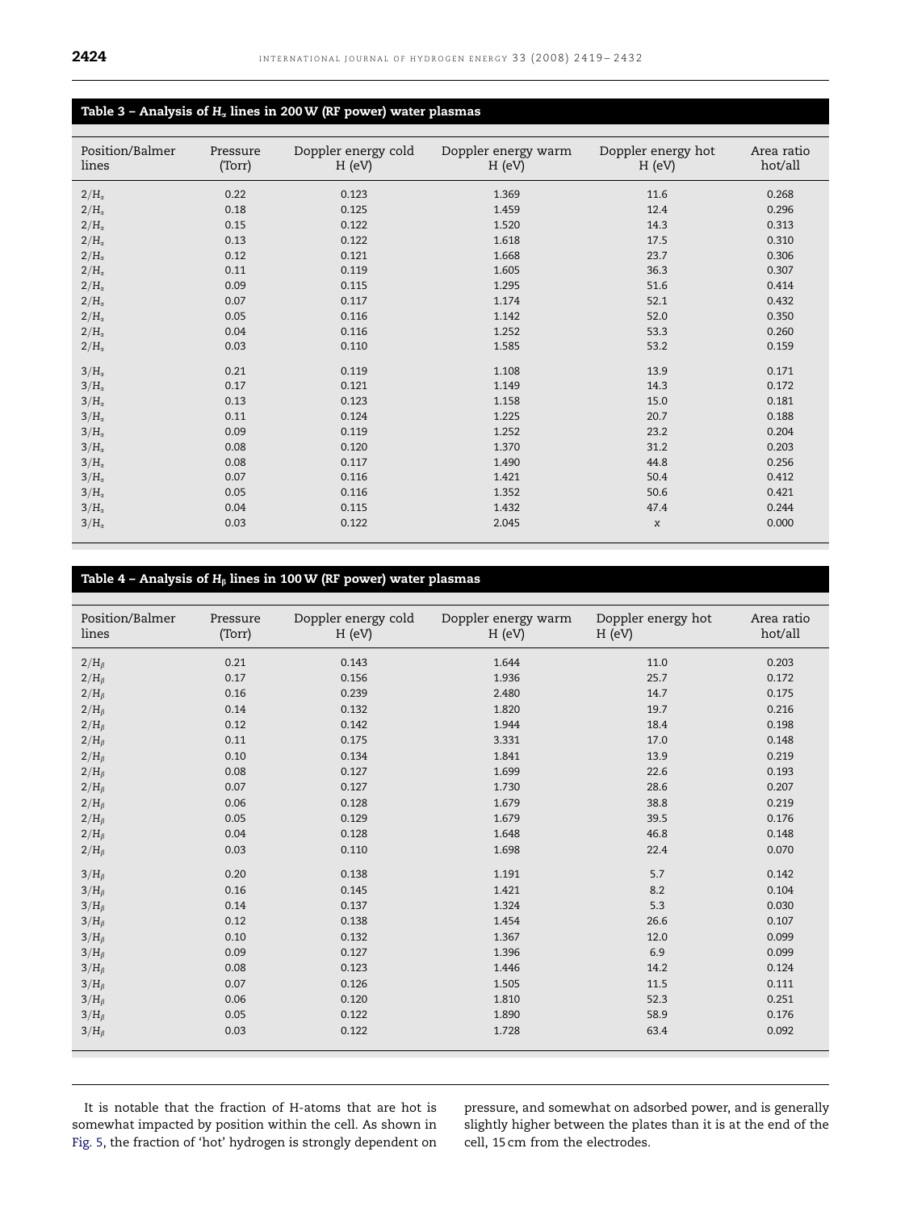**Table 3 – Analysis of $H_\alpha$ lines in 200 W (RF power) water plasmas**

| Position/Balmer lines | Pressure (Torr) | Doppler energy cold H (eV) | Doppler energy warm H (eV) | Doppler energy hot H (eV) | Area ratio hot/all |
|---|---|---|---|---|---|
| $2/H_\alpha$ | 0.22 | 0.123 | 1.369 | 11.6 | 0.268 |
| $2/H_\alpha$ | 0.18 | 0.125 | 1.459 | 12.4 | 0.296 |
| $2/H_\alpha$ | 0.15 | 0.122 | 1.520 | 14.3 | 0.313 |
| $2/H_\alpha$ | 0.13 | 0.122 | 1.618 | 17.5 | 0.310 |
| $2/H_\alpha$ | 0.12 | 0.121 | 1.668 | 23.7 | 0.306 |
| $2/H_\alpha$ | 0.11 | 0.119 | 1.605 | 36.3 | 0.307 |
| $2/H_\alpha$ | 0.09 | 0.115 | 1.295 | 51.6 | 0.414 |
| $2/H_\alpha$ | 0.07 | 0.117 | 1.174 | 52.1 | 0.432 |
| $2/H_\alpha$ | 0.05 | 0.116 | 1.142 | 52.0 | 0.350 |
| $2/H_\alpha$ | 0.04 | 0.116 | 1.252 | 53.3 | 0.260 |
| $2/H_\alpha$ | 0.03 | 0.110 | 1.585 | 53.2 | 0.159 |
| $3/H_\alpha$ | 0.21 | 0.119 | 1.108 | 13.9 | 0.171 |
| $3/H_\alpha$ | 0.17 | 0.121 | 1.149 | 14.3 | 0.172 |
| $3/H_\alpha$ | 0.13 | 0.123 | 1.158 | 15.0 | 0.181 |
| $3/H_\alpha$ | 0.11 | 0.124 | 1.225 | 20.7 | 0.188 |
| $3/H_\alpha$ | 0.09 | 0.119 | 1.252 | 23.2 | 0.204 |
| $3/H_\alpha$ | 0.08 | 0.120 | 1.370 | 31.2 | 0.203 |
| $3/H_\alpha$ | 0.08 | 0.117 | 1.490 | 44.8 | 0.256 |
| $3/H_\alpha$ | 0.07 | 0.116 | 1.421 | 50.4 | 0.412 |
| $3/H_\alpha$ | 0.05 | 0.116 | 1.352 | 50.6 | 0.421 |
| $3/H_\alpha$ | 0.04 | 0.115 | 1.432 | 47.4 | 0.244 |
| $3/H_\alpha$ | 0.03 | 0.122 | 2.045 | x | 0.000 |

**Table 4 – Analysis of $H_\beta$ lines in 100 W (RF power) water plasmas**

| Position/Balmer lines | Pressure (Torr) | Doppler energy cold H (eV) | Doppler energy warm H (eV) | Doppler energy hot H (eV) | Area ratio hot/all |
|---|---|---|---|---|---|
| $2/H_\beta$ | 0.21 | 0.143 | 1.644 | 11.0 | 0.203 |
| $2/H_\beta$ | 0.17 | 0.156 | 1.936 | 25.7 | 0.172 |
| $2/H_\beta$ | 0.16 | 0.239 | 2.480 | 14.7 | 0.175 |
| $2/H_\beta$ | 0.14 | 0.132 | 1.820 | 19.7 | 0.216 |
| $2/H_\beta$ | 0.12 | 0.142 | 1.944 | 18.4 | 0.198 |
| $2/H_\beta$ | 0.11 | 0.175 | 3.331 | 17.0 | 0.148 |
| $2/H_\beta$ | 0.10 | 0.134 | 1.841 | 13.9 | 0.219 |
| $2/H_\beta$ | 0.08 | 0.127 | 1.699 | 22.6 | 0.193 |
| $2/H_\beta$ | 0.07 | 0.127 | 1.730 | 28.6 | 0.207 |
| $2/H_\beta$ | 0.06 | 0.128 | 1.679 | 38.8 | 0.219 |
| $2/H_\beta$ | 0.05 | 0.129 | 1.679 | 39.5 | 0.176 |
| $2/H_\beta$ | 0.04 | 0.128 | 1.648 | 46.8 | 0.148 |
| $2/H_\beta$ | 0.03 | 0.110 | 1.698 | 22.4 | 0.070 |
| $3/H_\beta$ | 0.20 | 0.138 | 1.191 | 5.7 | 0.142 |
| $3/H_\beta$ | 0.16 | 0.145 | 1.421 | 8.2 | 0.104 |
| $3/H_\beta$ | 0.14 | 0.137 | 1.324 | 5.3 | 0.030 |
| $3/H_\beta$ | 0.12 | 0.138 | 1.454 | 26.6 | 0.107 |
| $3/H_\beta$ | 0.10 | 0.132 | 1.367 | 12.0 | 0.099 |
| $3/H_\beta$ | 0.09 | 0.127 | 1.396 | 6.9 | 0.099 |
| $3/H_\beta$ | 0.08 | 0.123 | 1.446 | 14.2 | 0.124 |
| $3/H_\beta$ | 0.07 | 0.126 | 1.505 | 11.5 | 0.111 |
| $3/H_\beta$ | 0.06 | 0.120 | 1.810 | 52.3 | 0.251 |
| $3/H_\beta$ | 0.05 | 0.122 | 1.890 | 58.9 | 0.176 |
| $3/H_\beta$ | 0.03 | 0.122 | 1.728 | 63.4 | 0.092 |

It is notable that the fraction of H-atoms that are hot is somewhat impacted by position within the cell. As shown in Fig. 5, the fraction of 'hot' hydrogen is strongly dependent on pressure, and somewhat on adsorbed power, and is generally slightly higher between the plates than it is at the end of the cell, 15 cm from the electrodes.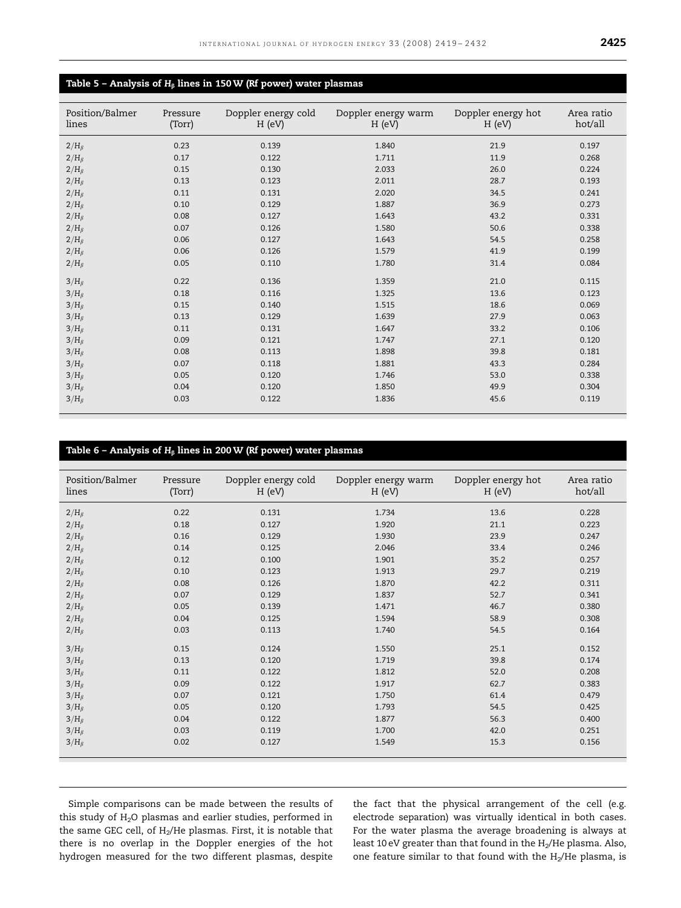**Table 5 – Analysis of $H_\beta$ lines in 150 W (Rf power) water plasmas**

| Position/Balmer lines | Pressure (Torr) | Doppler energy cold H (eV) | Doppler energy warm H (eV) | Doppler energy hot H (eV) | Area ratio hot/all |
|---|---|---|---|---|---|
| $2/H_\beta$ | 0.23 | 0.139 | 1.840 | 21.9 | 0.197 |
| $2/H_\beta$ | 0.17 | 0.122 | 1.711 | 11.9 | 0.268 |
| $2/H_\beta$ | 0.15 | 0.130 | 2.033 | 26.0 | 0.224 |
| $2/H_\beta$ | 0.13 | 0.123 | 2.011 | 28.7 | 0.193 |
| $2/H_\beta$ | 0.11 | 0.131 | 2.020 | 34.5 | 0.241 |
| $2/H_\beta$ | 0.10 | 0.129 | 1.887 | 36.9 | 0.273 |
| $2/H_\beta$ | 0.08 | 0.127 | 1.643 | 43.2 | 0.331 |
| $2/H_\beta$ | 0.07 | 0.126 | 1.580 | 50.6 | 0.338 |
| $2/H_\beta$ | 0.06 | 0.127 | 1.643 | 54.5 | 0.258 |
| $2/H_\beta$ | 0.06 | 0.126 | 1.579 | 41.9 | 0.199 |
| $2/H_\beta$ | 0.05 | 0.110 | 1.780 | 31.4 | 0.084 |
| $3/H_\beta$ | 0.22 | 0.136 | 1.359 | 21.0 | 0.115 |
| $3/H_\beta$ | 0.18 | 0.116 | 1.325 | 13.6 | 0.123 |
| $3/H_\beta$ | 0.15 | 0.140 | 1.515 | 18.6 | 0.069 |
| $3/H_\beta$ | 0.13 | 0.129 | 1.639 | 27.9 | 0.063 |
| $3/H_\beta$ | 0.11 | 0.131 | 1.647 | 33.2 | 0.106 |
| $3/H_\beta$ | 0.09 | 0.121 | 1.747 | 27.1 | 0.120 |
| $3/H_\beta$ | 0.08 | 0.113 | 1.898 | 39.8 | 0.181 |
| $3/H_\beta$ | 0.07 | 0.118 | 1.881 | 43.3 | 0.284 |
| $3/H_\beta$ | 0.05 | 0.120 | 1.746 | 53.0 | 0.338 |
| $3/H_\beta$ | 0.04 | 0.120 | 1.850 | 49.9 | 0.304 |
| $3/H_\beta$ | 0.03 | 0.122 | 1.836 | 45.6 | 0.119 |

**Table 6 – Analysis of $H_\beta$ lines in 200 W (Rf power) water plasmas**

| Position/Balmer lines | Pressure (Torr) | Doppler energy cold H (eV) | Doppler energy warm H (eV) | Doppler energy hot H (eV) | Area ratio hot/all |
|---|---|---|---|---|---|
| $2/H_\beta$ | 0.22 | 0.131 | 1.734 | 13.6 | 0.228 |
| $2/H_\beta$ | 0.18 | 0.127 | 1.920 | 21.1 | 0.223 |
| $2/H_\beta$ | 0.16 | 0.129 | 1.930 | 23.9 | 0.247 |
| $2/H_\beta$ | 0.14 | 0.125 | 2.046 | 33.4 | 0.246 |
| $2/H_\beta$ | 0.12 | 0.100 | 1.901 | 35.2 | 0.257 |
| $2/H_\beta$ | 0.10 | 0.123 | 1.913 | 29.7 | 0.219 |
| $2/H_\beta$ | 0.08 | 0.126 | 1.870 | 42.2 | 0.311 |
| $2/H_\beta$ | 0.07 | 0.129 | 1.837 | 52.7 | 0.341 |
| $2/H_\beta$ | 0.05 | 0.139 | 1.471 | 46.7 | 0.380 |
| $2/H_\beta$ | 0.04 | 0.125 | 1.594 | 58.9 | 0.308 |
| $2/H_\beta$ | 0.03 | 0.113 | 1.740 | 54.5 | 0.164 |
| $3/H_\beta$ | 0.15 | 0.124 | 1.550 | 25.1 | 0.152 |
| $3/H_\beta$ | 0.13 | 0.120 | 1.719 | 39.8 | 0.174 |
| $3/H_\beta$ | 0.11 | 0.122 | 1.812 | 52.0 | 0.208 |
| $3/H_\beta$ | 0.09 | 0.122 | 1.917 | 62.7 | 0.383 |
| $3/H_\beta$ | 0.07 | 0.121 | 1.750 | 61.4 | 0.479 |
| $3/H_\beta$ | 0.05 | 0.120 | 1.793 | 54.5 | 0.425 |
| $3/H_\beta$ | 0.04 | 0.122 | 1.877 | 56.3 | 0.400 |
| $3/H_\beta$ | 0.03 | 0.119 | 1.700 | 42.0 | 0.251 |
| $3/H_\beta$ | 0.02 | 0.127 | 1.549 | 15.3 | 0.156 |

Simple comparisons can be made between the results of this study of $H_2O$ plasmas and earlier studies, performed in the same GEC cell, of $H_2$/He plasmas. First, it is notable that there is no overlap in the Doppler energies of the hot hydrogen measured for the two different plasmas, despite the fact that the physical arrangement of the cell (e.g. electrode separation) was virtually identical in both cases. For the water plasma the average broadening is always at least 10 eV greater than that found in the $H_2$/He plasma. Also, one feature similar to that found with the $H_2$/He plasma, is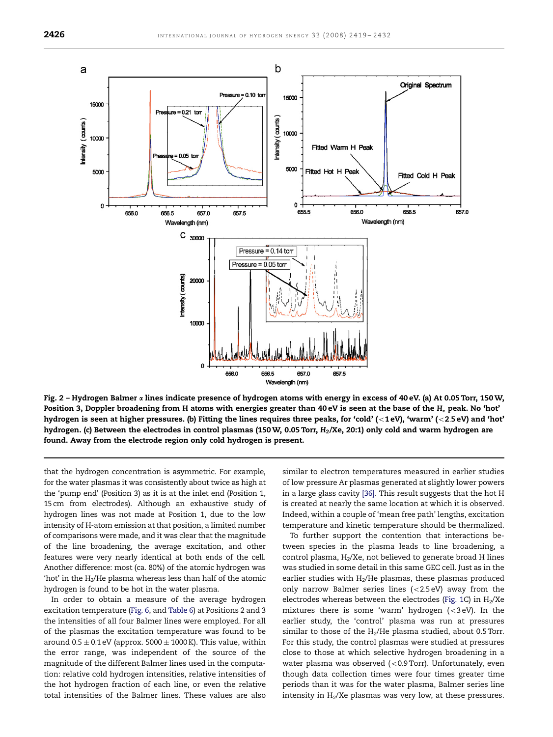Fig. 2 – **Hydrogen Balmer $\alpha$ lines indicate presence of hydrogen atoms with energy in excess of 40 eV. (a) At 0.05 Torr, 150 W, Position 3, Doppler broadening from H atoms with energies greater than 40 eV is seen at the base of the $H_\alpha$ peak. No 'hot' hydrogen is seen at higher pressures. (b) Fitting the lines requires three peaks, for 'cold' (<1 eV), 'warm' (<2.5 eV) and 'hot' hydrogen. (c) Between the electrodes in control plasmas (150 W, 0.05 Torr, $H_2$/Xe, 20:1) only cold and warm hydrogen are found. Away from the electrode region only cold hydrogen is present.**

that the hydrogen concentration is asymmetric. For example, for the water plasmas it was consistently about twice as high at the 'pump end' (Position 3) as it is at the inlet end (Position 1, 15 cm from electrodes). Although an exhaustive study of hydrogen lines was not made at Position 1, due to the low intensity of H-atom emission at that position, a limited number of comparisons were made, and it was clear that the magnitude of the line broadening, the average excitation, and other features were very nearly identical at both ends of the cell. Another difference: most (ca. 80%) of the atomic hydrogen was 'hot' in the $H_2$/He plasma whereas less than half of the atomic hydrogen is found to be hot in the water plasma.

In order to obtain a measure of the average hydrogen excitation temperature (Fig. 6, and Table 6) at Positions 2 and 3 the intensities of all four Balmer lines were employed. For all of the plasmas the excitation temperature was found to be around $0.5 \pm 0.1$ eV (approx. $5000 \pm 1000$ K). This value, within the error range, was independent of the source of the magnitude of the different Balmer lines used in the computation: relative cold hydrogen intensities, relative intensities of the hot hydrogen fraction of each line, or even the relative total intensities of the Balmer lines. These values are also similar to electron temperatures measured in earlier studies of low pressure Ar plasmas generated at slightly lower powers in a large glass cavity [36]. This result suggests that the hot H is created at nearly the same location at which it is observed. Indeed, within a couple of 'mean free path' lengths, excitation temperature and kinetic temperature should be thermalized.

To further support the contention that interactions between species in the plasma leads to line broadening, a control plasma, $H_2$/Xe, not believed to generate broad H lines was studied in some detail in this same GEC cell. Just as in the earlier studies with $H_2$/He plasmas, these plasmas produced only narrow Balmer series lines (<2.5 eV) away from the electrodes whereas between the electrodes (Fig. 1C) in $H_2$/Xe mixtures there is some 'warm' hydrogen (<3 eV). In the earlier study, the 'control' plasma was run at pressures similar to those of the $H_2$/He plasma studied, about 0.5 Torr. For this study, the control plasmas were studied at pressures close to those at which selective hydrogen broadening in a water plasma was observed (<0.9 Torr). Unfortunately, even though data collection times were four times greater time periods than it was for the water plasma, Balmer series line intensity in $H_2$/Xe plasmas was very low, at these pressures.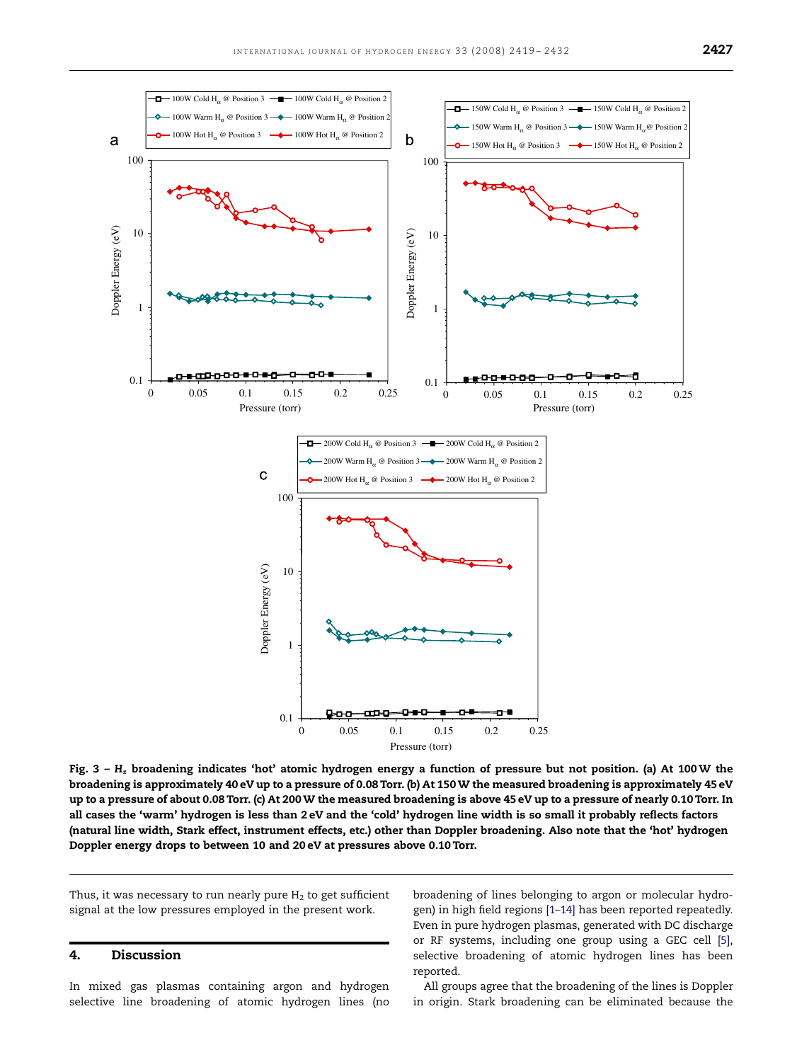Fig. 3 – $H_\alpha$ broadening indicates 'hot' atomic hydrogen energy a function of pressure but not position. (a) At 100 W the broadening is approximately 40 eV up to a pressure of 0.08 Torr. (b) At 150 W the measured broadening is approximately 45 eV up to a pressure of about 0.08 Torr. (c) At 200 W the measured broadening is above 45 eV up to a pressure of nearly 0.10 Torr. In all cases the 'warm' hydrogen is less than 2 eV and the 'cold' hydrogen line width is so small it probably reflects factors (natural line width, Stark effect, instrument effects, etc.) other than Doppler broadening. Also note that the 'hot' hydrogen Doppler energy drops to between 10 and 20 eV at pressures above 0.10 Torr.

Thus, it was necessary to run nearly pure $H_2$ to get sufficient signal at the low pressures employed in the present work.

## 4. Discussion

In mixed gas plasmas containing argon and hydrogen selective line broadening of atomic hydrogen lines (no broadening of lines belonging to argon or molecular hydrogen) in high field regions [1–14] has been reported repeatedly. Even in pure hydrogen plasmas, generated with DC discharge or RF systems, including one group using a GEC cell [5], selective broadening of atomic hydrogen lines has been reported.

All groups agree that the broadening of the lines is Doppler in origin. Stark broadening can be eliminated because the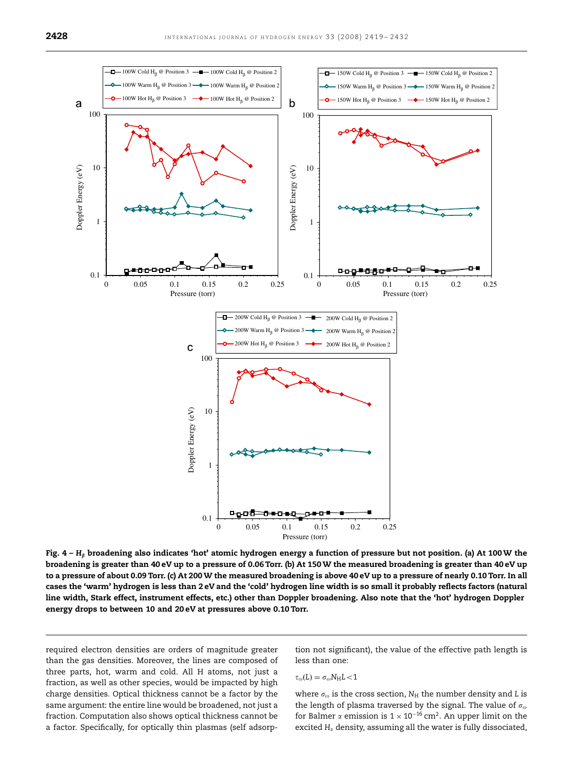**Fig. 4 – $H_\beta$ broadening also indicates 'hot' atomic hydrogen energy a function of pressure but not position. (a) At 100 W the broadening is greater than 40 eV up to a pressure of 0.06 Torr. (b) At 150 W the measured broadening is greater than 40 eV up to a pressure of about 0.09 Torr. (c) At 200 W the measured broadening is above 40 eV up to a pressure of nearly 0.10 Torr. In all cases the 'warm' hydrogen is less than 2 eV and the 'cold' hydrogen line width is so small it probably reflects factors (natural line width, Stark effect, instrument effects, etc.) other than Doppler broadening. Also note that the 'hot' hydrogen Doppler energy drops to between 10 and 20 eV at pressures above 0.10 Torr.**

required electron densities are orders of magnitude greater than the gas densities. Moreover, the lines are composed of three parts, hot, warm and cold. All H atoms, not just a fraction, as well as other species, would be impacted by high charge densities. Optical thickness cannot be a factor by the same argument: the entire line would be broadened, not just a fraction. Computation also shows optical thickness cannot be a factor. Specifically, for optically thin plasmas (self absorption not significant), the value of the effective path length is less than one:

$$\tau_\omega(L) = \sigma_\omega N_H L < 1$$

where $\sigma_\omega$ is the cross section, $N_H$ the number density and $L$ is the length of plasma traversed by the signal. The value of $\sigma_\omega$ for Balmer $\alpha$ emission is $1 \times 10^{-16}$ cm$^2$. An upper limit on the excited $H_\alpha$ density, assuming all the water is fully dissociated,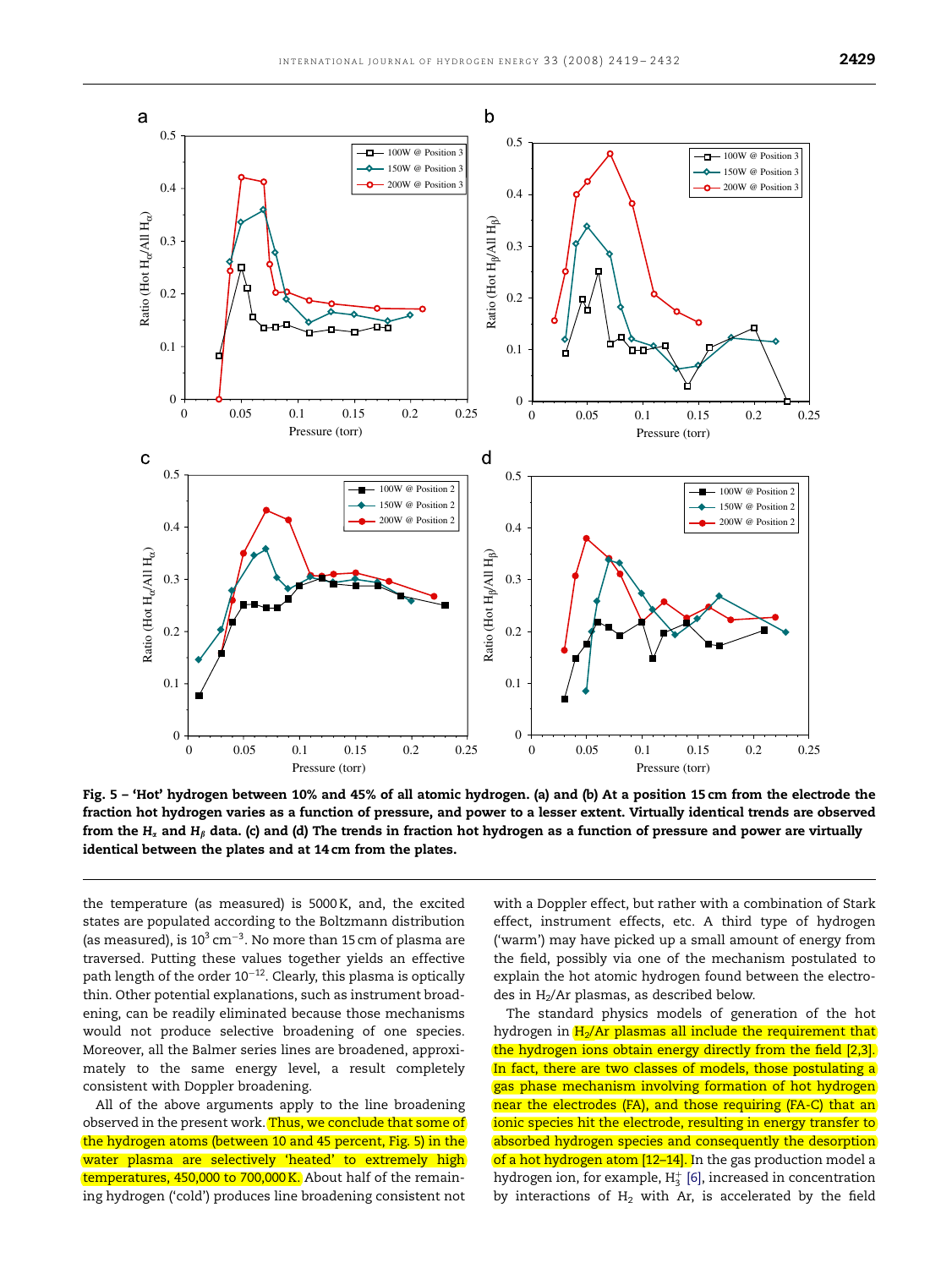Fig. 5 – 'Hot' hydrogen between 10% and 45% of all atomic hydrogen. (a) and (b) At a position 15 cm from the electrode the fraction hot hydrogen varies as a function of pressure, and power to a lesser extent. Virtually identical trends are observed from the $H_\alpha$ and $H_\beta$ data. (c) and (d) The trends in fraction hot hydrogen as a function of pressure and power are virtually identical between the plates and at 14 cm from the plates.

the temperature (as measured) is 5000 K, and, the excited states are populated according to the Boltzmann distribution (as measured), is $10^3$ cm$^{-3}$. No more than 15 cm of plasma are traversed. Putting these values together yields an effective path length of the order $10^{-12}$. Clearly, this plasma is optically thin. Other potential explanations, such as instrument broadening, can be readily eliminated because those mechanisms would not produce selective broadening of one species. Moreover, all the Balmer series lines are broadened, approximately to the same energy level, a result completely consistent with Doppler broadening.

All of the above arguments apply to the line broadening observed in the present work. Thus, we conclude that some of the hydrogen atoms (between 10 and 45 percent, Fig. 5) in the water plasma are selectively 'heated' to extremely high temperatures, 450,000 to 700,000 K. About half of the remaining hydrogen ('cold') produces line broadening consistent not with a Doppler effect, but rather with a combination of Stark effect, instrument effects, etc. A third type of hydrogen ('warm') may have picked up a small amount of energy from the field, possibly via one of the mechanism postulated to explain the hot atomic hydrogen found between the electrodes in $H_2$/Ar plasmas, as described below.

The standard physics models of generation of the hot hydrogen in $H_2$/Ar plasmas all include the requirement that the hydrogen ions obtain energy directly from the field [2,3]. In fact, there are two classes of models, those postulating a gas phase mechanism involving formation of hot hydrogen near the electrodes (FA), and those requiring (FA-C) that an ionic species hit the electrode, resulting in energy transfer to absorbed hydrogen species and consequently the desorption of a hot hydrogen atom [12–14]. In the gas production model a hydrogen ion, for example, $H_3^+$ [6], increased in concentration by interactions of $H_2$ with Ar, is accelerated by the field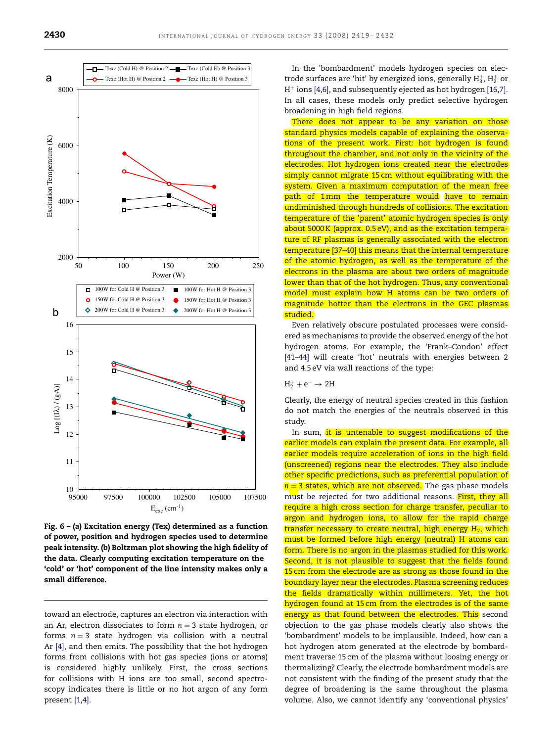Fig. 6 – (a) Excitation energy (Tex) determined as a function of power, position and hydrogen species used to determine peak intensity. (b) Boltzman plot showing the high fidelity of the data. Clearly computing excitation temperature on the 'cold' or 'hot' component of the line intensity makes only a small difference.

toward an electrode, captures an electron via interaction with an Ar, electron dissociates to form $n = 3$ state hydrogen, or forms $n = 3$ state hydrogen via collision with a neutral Ar [4], and then emits. The possibility that the hot hydrogen forms from collisions with hot gas species (ions or atoms) is considered highly unlikely. First, the cross sections for collisions with H ions are too small, second spectroscopy indicates there is little or no hot argon of any form present [1,4].

In the 'bombardment' models hydrogen species on electrode surfaces are 'hit' by energized ions, generally $H_3^+$, $H_2^+$ or $H^+$ ions [4,6], and subsequently ejected as hot hydrogen [16,7]. In all cases, these models only predict selective hydrogen broadening in high field regions.

There does not appear to be any variation on those standard physics models capable of explaining the observations of the present work. First: hot hydrogen is found throughout the chamber, and not only in the vicinity of the electrodes. Hot hydrogen ions created near the electrodes simply cannot migrate 15 cm without equilibrating with the system. Given a maximum computation of the mean free path of 1 mm the temperature would have to remain undiminished through hundreds of collisions. The excitation temperature of the 'parent' atomic hydrogen species is only about 5000 K (approx. 0.5 eV), and as the excitation temperature of RF plasmas is generally associated with the electron temperature [37–40] this means that the internal temperature of the atomic hydrogen, as well as the temperature of the electrons in the plasma are about two orders of magnitude lower than that of the hot hydrogen. Thus, any conventional model must explain how H atoms can be two orders of magnitude hotter than the electrons in the GEC plasmas studied.

Even relatively obscure postulated processes were considered as mechanisms to provide the observed energy of the hot hydrogen atoms. For example, the 'Frank–Condon' effect [41–44] will create 'hot' neutrals with energies between 2 and 4.5 eV via wall reactions of the type:

$$H_2^+ + e^- \rightarrow 2H$$

Clearly, the energy of neutral species created in this fashion do not match the energies of the neutrals observed in this study.

In sum, it is untenable to suggest modifications of the earlier models can explain the present data. For example, all earlier models require acceleration of ions in the high field (unscreened) regions near the electrodes. They also include other specific predictions, such as preferential population of $n = 3$ states, which are not observed. The gas phase models must be rejected for two additional reasons. First, they all require a high cross section for charge transfer, peculiar to argon and hydrogen ions, to allow for the rapid charge transfer necessary to create neutral, high energy $H_2$, which must be formed before high energy (neutral) H atoms can form. There is no argon in the plasmas studied for this work. Second, it is not plausible to suggest that the fields found 15 cm from the electrode are as strong as those found in the boundary layer near the electrodes. Plasma screening reduces the fields dramatically within millimeters. Yet, the hot hydrogen found at 15 cm from the electrodes is of the same energy as that found between the electrodes. This second objection to the gas phase models clearly also shows the 'bombardment' models to be implausible. Indeed, how can a hot hydrogen atom generated at the electrode by bombardment traverse 15 cm of the plasma without loosing energy or thermalizing? Clearly, the electrode bombardment models are not consistent with the finding of the present study that the degree of broadening is the same throughout the plasma volume. Also, we cannot identify any 'conventional physics'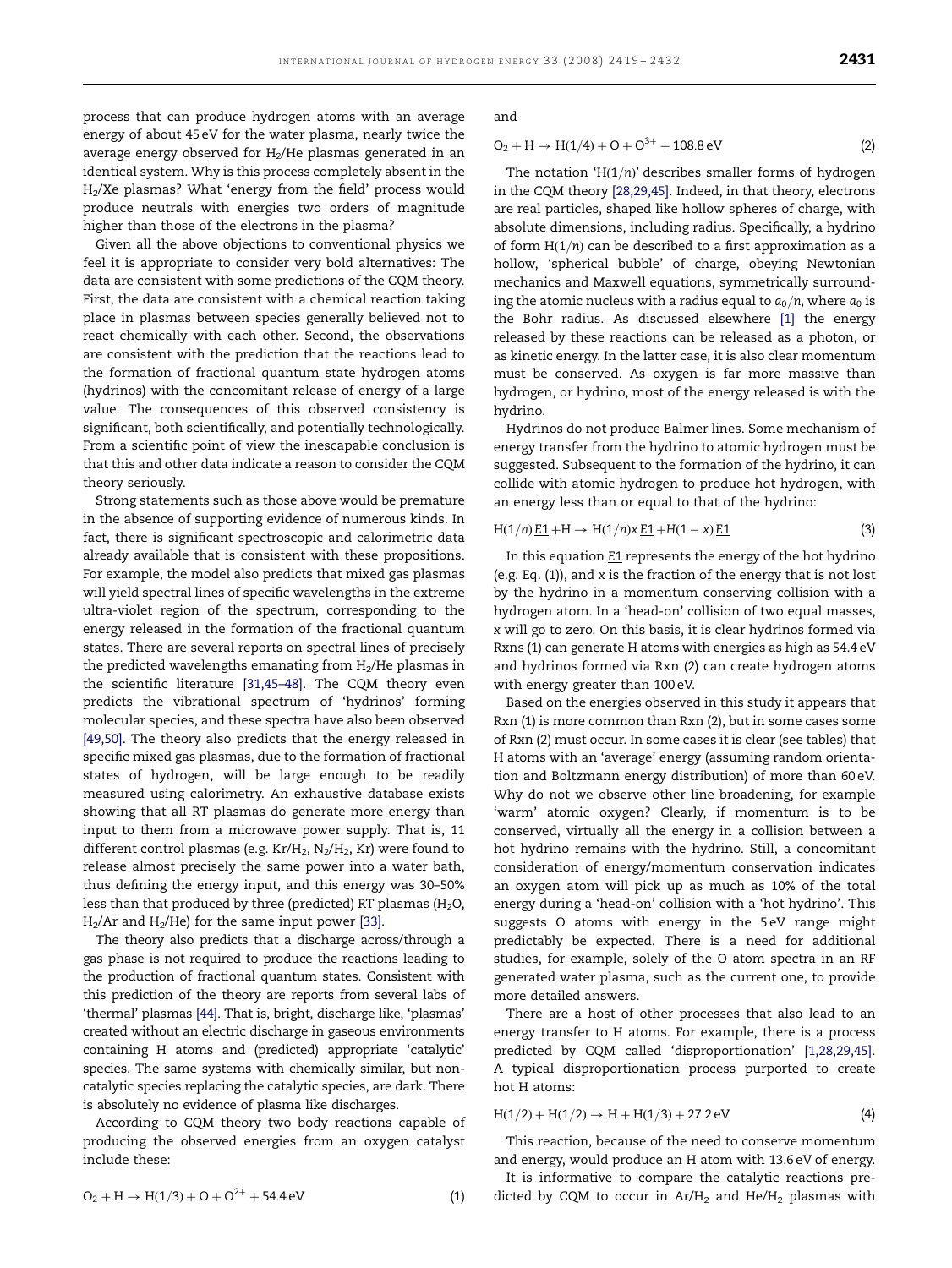process that can produce hydrogen atoms with an average energy of about 45 eV for the water plasma, nearly twice the average energy observed for $H_2$/He plasmas generated in an identical system. Why is this process completely absent in the $H_2$/Xe plasmas? What 'energy from the field' process would produce neutrals with energies two orders of magnitude higher than those of the electrons in the plasma?

Given all the above objections to conventional physics we feel it is appropriate to consider very bold alternatives: The data are consistent with some predictions of the CQM theory. First, the data are consistent with a chemical reaction taking place in plasmas between species generally believed not to react chemically with each other. Second, the observations are consistent with the prediction that the reactions lead to the formation of fractional quantum state hydrogen atoms (hydrinos) with the concomitant release of energy of a large value. The consequences of this observed consistency is significant, both scientifically, and potentially technologically. From a scientific point of view the inescapable conclusion is that this and other data indicate a reason to consider the CQM theory seriously.

Strong statements such as those above would be premature in the absence of supporting evidence of numerous kinds. In fact, there is significant spectroscopic and calorimetric data already available that is consistent with these propositions. For example, the model also predicts that mixed gas plasmas will yield spectral lines of specific wavelengths in the extreme ultra-violet region of the spectrum, corresponding to the energy released in the formation of the fractional quantum states. There are several reports on spectral lines of precisely the predicted wavelengths emanating from $H_2$/He plasmas in the scientific literature [31,45–48]. The CQM theory even predicts the vibrational spectrum of 'hydrinos' forming molecular species, and these spectra have also been observed [49,50]. The theory also predicts that the energy released in specific mixed gas plasmas, due to the formation of fractional states of hydrogen, will be large enough to be readily measured using calorimetry. An exhaustive database exists showing that all RT plasmas do generate more energy than input to them from a microwave power supply. That is, 11 different control plasmas (e.g. Kr/$H_2$, $N_2$/$H_2$, Kr) were found to release almost precisely the same power into a water bath, thus defining the energy input, and this energy was 30–50% less than that produced by three (predicted) RT plasmas ($H_2O$, $H_2$/Ar and $H_2$/He) for the same input power [33].

The theory also predicts that a discharge across/through a gas phase is not required to produce the reactions leading to the production of fractional quantum states. Consistent with this prediction of the theory are reports from several labs of 'thermal' plasmas [44]. That is, bright, discharge like, 'plasmas' created without an electric discharge in gaseous environments containing H atoms and (predicted) appropriate 'catalytic' species. The same systems with chemically similar, but non-catalytic species replacing the catalytic species, are dark. There is absolutely no evidence of plasma like discharges.

According to CQM theory two body reactions capable of producing the observed energies from an oxygen catalyst include these:

$$O_2 + H \rightarrow H(1/3) + O + O^{2+} + 54.4\,\text{eV} \tag{1}$$

and

$$O_2 + H \rightarrow H(1/4) + O + O^{3+} + 108.8\,\text{eV} \tag{2}$$

The notation '$H(1/n)$' describes smaller forms of hydrogen in the CQM theory [28,29,45]. Indeed, in that theory, electrons are real particles, shaped like hollow spheres of charge, with absolute dimensions, including radius. Specifically, a hydrino of form $H(1/n)$ can be described to a first approximation as a hollow, 'spherical bubble' of charge, obeying Newtonian mechanics and Maxwell equations, symmetrically surrounding the atomic nucleus with a radius equal to $a_0/n$, where $a_0$ is the Bohr radius. As discussed elsewhere [1] the energy released by these reactions can be released as a photon, or as kinetic energy. In the latter case, it is also clear momentum must be conserved. As oxygen is far more massive than hydrogen, or hydrino, most of the energy released is with the hydrino.

Hydrinos do not produce Balmer lines. Some mechanism of energy transfer from the hydrino to atomic hydrogen must be suggested. Subsequent to the formation of the hydrino, it can collide with atomic hydrogen to produce hot hydrogen, with an energy less than or equal to that of the hydrino:

$$H(1/n)\underline{E1} + H \rightarrow H(1/n)x\underline{E1} + H(1-x)\underline{E1} \tag{3}$$

In this equation $\underline{E1}$ represents the energy of the hot hydrino (e.g. Eq. (1)), and $x$ is the fraction of the energy that is not lost by the hydrino in a momentum conserving collision with a hydrogen atom. In a 'head-on' collision of two equal masses, $x$ will go to zero. On this basis, it is clear hydrinos formed via Rxns (1) can generate H atoms with energies as high as 54.4 eV and hydrinos formed via Rxn (2) can create hydrogen atoms with energy greater than 100 eV.

Based on the energies observed in this study it appears that Rxn (1) is more common than Rxn (2), but in some cases some of Rxn (2) must occur. In some cases it is clear (see tables) that H atoms with an 'average' energy (assuming random orientation and Boltzmann energy distribution) of more than 60 eV. Why do not we observe other line broadening, for example 'warm' atomic oxygen? Clearly, if momentum is to be conserved, virtually all the energy in a collision between a hot hydrino remains with the hydrino. Still, a concomitant consideration of energy/momentum conservation indicates an oxygen atom will pick up as much as 10% of the total energy during a 'head-on' collision with a 'hot hydrino'. This suggests O atoms with energy in the 5 eV range might predictably be expected. There is a need for additional studies, for example, solely of the O atom spectra in an RF generated water plasma, such as the current one, to provide more detailed answers.

There are a host of other processes that also lead to an energy transfer to H atoms. For example, there is a process predicted by CQM called 'disproportionation' [1,28,29,45]. A typical disproportionation process purported to create hot H atoms:

$$H(1/2) + H(1/2) \rightarrow H + H(1/3) + 27.2\,\text{eV} \tag{4}$$

This reaction, because of the need to conserve momentum and energy, would produce an H atom with 13.6 eV of energy.

It is informative to compare the catalytic reactions predicted by CQM to occur in Ar/$H_2$ and He/$H_2$ plasmas with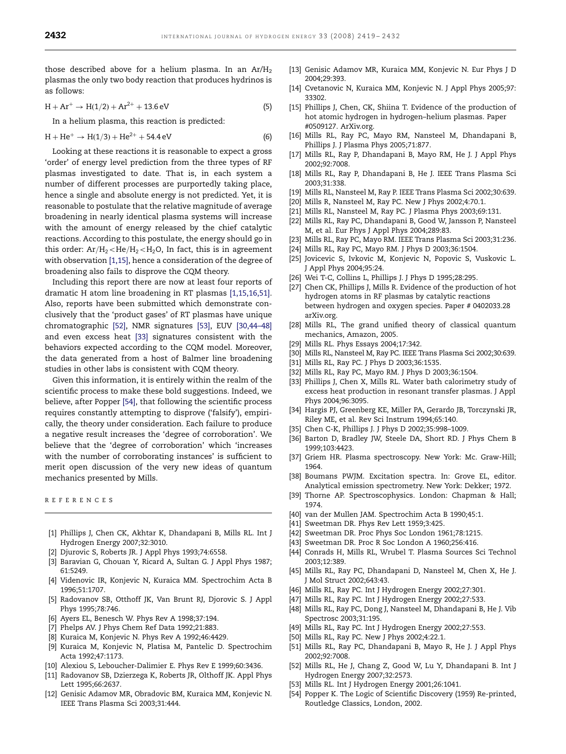those described above for a helium plasma. In an $Ar/H_2$ plasmas the only two body reaction that produces hydrinos is as follows:

$$H + Ar^{+} \rightarrow H(1/2) + Ar^{2+} + 13.6\,eV \tag{5}$$

In a helium plasma, this reaction is predicted:

$$H + He^{+} \rightarrow H(1/3) + He^{2+} + 54.4\,eV \tag{6}$$

Looking at these reactions it is reasonable to expect a gross 'order' of energy level prediction from the three types of RF plasmas investigated to date. That is, in each system a number of different processes are purportedly taking place, hence a single and absolute energy is not predicted. Yet, it is reasonable to postulate that the relative magnitude of average broadening in nearly identical plasma systems will increase with the amount of energy released by the chief catalytic reactions. According to this postulate, the energy should go in this order: $Ar/H_2 < He/H_2 < H_2O$, In fact, this is in agreement with observation [1,15], hence a consideration of the degree of broadening also fails to disprove the CQM theory.

Including this report there are now at least four reports of dramatic H atom line broadening in RT plasmas [1,15,16,51]. Also, reports have been submitted which demonstrate conclusively that the 'product gases' of RT plasmas have unique chromatographic [52], NMR signatures [53], EUV [30,44–48] and even excess heat [33] signatures consistent with the behaviors expected according to the CQM model. Moreover, the data generated from a host of Balmer line broadening studies in other labs is consistent with CQM theory.

Given this information, it is entirely within the realm of the scientific process to make these bold suggestions. Indeed, we believe, after Popper [54], that following the scientific process requires constantly attempting to disprove ('falsify'), empirically, the theory under consideration. Each failure to produce a negative result increases the 'degree of corroboration'. We believe that the 'degree of corroboration' which 'increases with the number of corroborating instances' is sufficient to merit open discussion of the very new ideas of quantum mechanics presented by Mills.

## REFERENCES

[1] Phillips J, Chen CK, Akhtar K, Dhandapani B, Mills RL. Int J Hydrogen Energy 2007;32:3010.

[2] Djurovic S, Roberts JR. J Appl Phys 1993;74:6558.

[3] Baravian G, Chouan Y, Ricard A, Sultan G. J Appl Phys 1987; 61:5249.

[4] Videnovic IR, Konjevic N, Kuraica MM. Spectrochim Acta B 1996;51:1707.

[5] Radovanov SB, Otthoff JK, Van Brunt RJ, Djorovic S. J Appl Phys 1995;78:746.

[6] Ayers EL, Benesch W. Phys Rev A 1998;37:194.

[7] Phelps AV. J Phys Chem Ref Data 1992;21:883.

[8] Kuraica M, Konjevic N. Phys Rev A 1992;46:4429.

[9] Kuraica M, Konjevic N, Platisa M, Pantelic D. Spectrochim Acta 1992;47:1173.

[10] Alexiou S, Leboucher-Dalimier E. Phys Rev E 1999;60:3436.

[11] Radovanov SB, Dzierzega K, Roberts JR, Olthoff JK. Appl Phys Lett 1995;66:2637.

[12] Genisic Adamov MR, Obradovic BM, Kuraica MM, Konjevic N. IEEE Trans Plasma Sci 2003;31:444.

[13] Genisic Adamov MR, Kuraica MM, Konjevic N. Eur Phys J D 2004;29:393.

[14] Cvetanovic N, Kuraica MM, Konjevic N. J Appl Phys 2005;97: 33302.

[15] Phillips J, Chen, CK, Shiina T. Evidence of the production of hot atomic hydrogen in hydrogen–helium plasmas. Paper #0509127. ArXiv.org.

[16] Mills RL, Ray PC, Mayo RM, Nansteel M, Dhandapani B, Phillips J. J Plasma Phys 2005;71:877.

[17] Mills RL, Ray P, Dhandapani B, Mayo RM, He J. J Appl Phys 2002;92:7008.

[18] Mills RL, Ray P, Dhandapani B, He J. IEEE Trans Plasma Sci 2003;31:338.

[19] Mills RL, Nansteel M, Ray P. IEEE Trans Plasma Sci 2002;30:639.

[20] Mills R, Nansteel M, Ray PC. New J Phys 2002;4:70.1.

[21] Mills RL, Nansteel M, Ray PC. J Plasma Phys 2003;69:131.

[22] Mills RL, Ray PC, Dhandapani B, Good W, Jansson P, Nansteel M, et al. Eur Phys J Appl Phys 2004;289:83.

[23] Mills RL, Ray PC, Mayo RM. IEEE Trans Plasma Sci 2003;31:236.

[24] Mills RL, Ray PC, Mayo RM. J Phys D 2003;36:1504.

[25] Jovicevic S, Ivkovic M, Konjevic N, Popovic S, Vuskovic L. J Appl Phys 2004;95:24.

[26] Wei T-C, Collins L, Phillips J. J Phys D 1995;28:295.

[27] Chen CK, Phillips J, Mills R. Evidence of the production of hot hydrogen atoms in RF plasmas by catalytic reactions between hydrogen and oxygen species. Paper # 0402033.28 arXiv.org.

[28] Mills RL, The grand unified theory of classical quantum mechanics, Amazon, 2005.

[29] Mills RL. Phys Essays 2004;17:342.

[30] Mills RL, Nansteel M, Ray PC. IEEE Trans Plasma Sci 2002;30:639.

[31] Mills RL, Ray PC. J Phys D 2003;36:1535.

[32] Mills RL, Ray PC, Mayo RM. J Phys D 2003;36:1504.

[33] Phillips J, Chen X, Mills RL. Water bath calorimetry study of excess heat production in resonant transfer plasmas. J Appl Phys 2004;96:3095.

[34] Hargis PJ, Greenberg KE, Miller PA, Gerardo JB, Torczynski JR, Riley ME, et al. Rev Sci Instrum 1994;65:140.

[35] Chen C-K, Phillips J. J Phys D 2002;35:998–1009.

[36] Barton D, Bradley JW, Steele DA, Short RD. J Phys Chem B 1999;103:4423.

[37] Griem HR. Plasma spectroscopy. New York: Mc. Graw-Hill; 1964.

[38] Boumans PWJM. Excitation spectra. In: Grove EL, editor. Analytical emission spectrometry. New York: Dekker; 1972.

[39] Thorne AP. Spectroscophysics. London: Chapman & Hall; 1974.

[40] van der Mullen JAM. Spectrochim Acta B 1990;45:1.

[41] Sweetman DR. Phys Rev Lett 1959;3:425.

[42] Sweetman DR. Proc Phys Soc London 1961;78:1215.

[43] Sweetman DR. Proc R Soc London A 1960;256:416.

[44] Conrads H, Mills RL, Wrubel T. Plasma Sources Sci Technol 2003;12:389.

[45] Mills RL, Ray PC, Dhandapani D, Nansteel M, Chen X, He J. J Mol Struct 2002;643:43.

[46] Mills RL, Ray PC. Int J Hydrogen Energy 2002;27:301.

[47] Mills RL, Ray PC. Int J Hydrogen Energy 2002;27:533.

[48] Mills RL, Ray PC, Dong J, Nansteel M, Dhandapani B, He J. Vib Spectrosc 2003;31:195.

[49] Mills RL, Ray PC. Int J Hydrogen Energy 2002;27:553.

[50] Mills RL, Ray PC. New J Phys 2002;4:22.1.

[51] Mills RL, Ray PC, Dhandapani B, Mayo R, He J. J Appl Phys 2002;92:7008.

[52] Mills RL, He J, Chang Z, Good W, Lu Y, Dhandapani B. Int J Hydrogen Energy 2007;32:2573.

[53] Mills RL. Int J Hydrogen Energy 2001;26:1041.

[54] Popper K. The Logic of Scientific Discovery (1959) Re-printed, Routledge Classics, London, 2002.